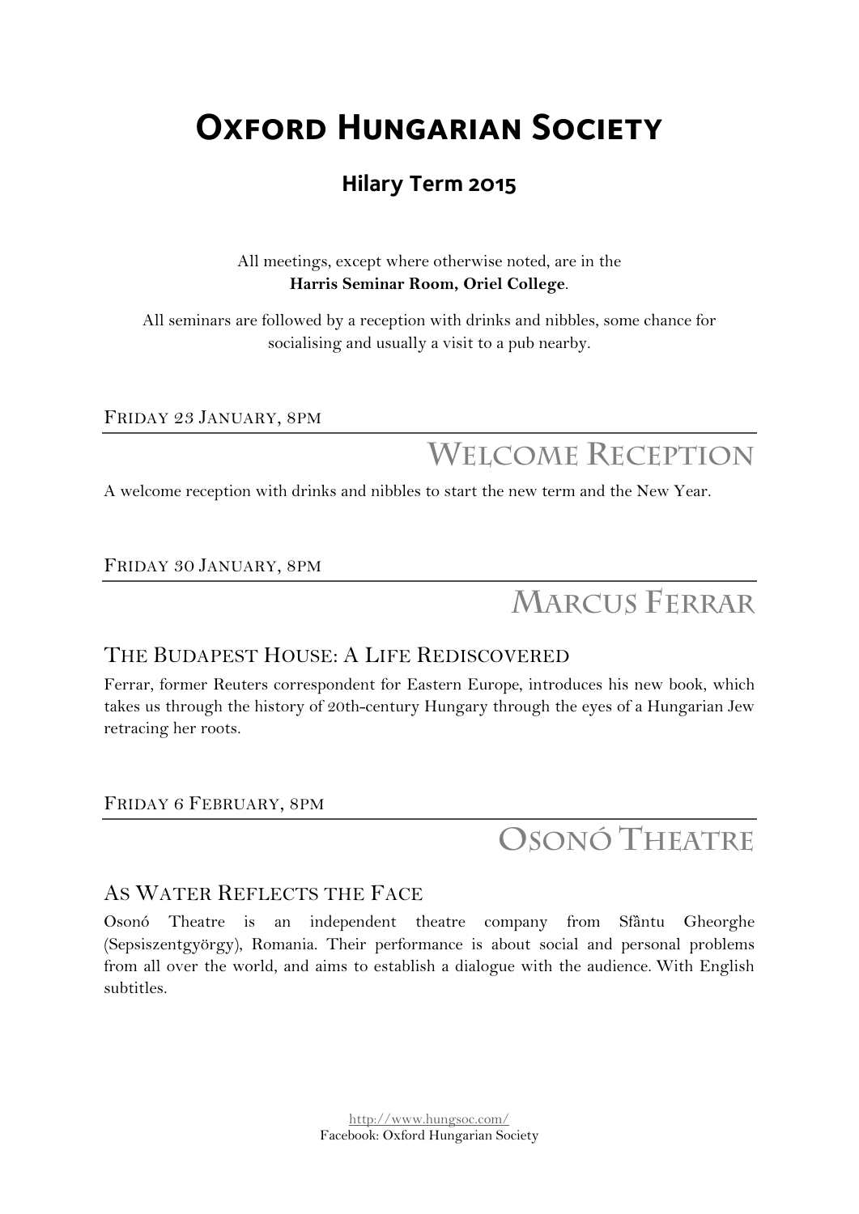# Oxford Hungarian Society

## Hilary Term 2015

All meetings, except where otherwise noted, are in the
**Harris Seminar Room, Oriel College**.

All seminars are followed by a reception with drinks and nibbles, some chance for socialising and usually a visit to a pub nearby.

Friday 23 January, 8pm

## Welcome Reception

A welcome reception with drinks and nibbles to start the new term and the New Year.

Friday 30 January, 8pm

## Marcus Ferrar

### The Budapest House: A Life Rediscovered

Ferrar, former Reuters correspondent for Eastern Europe, introduces his new book, which takes us through the history of 20th-century Hungary through the eyes of a Hungarian Jew retracing her roots.

Friday 6 February, 8pm

## Osonó Theatre

### As Water Reflects the Face

Osonó Theatre is an independent theatre company from Sfântu Gheorghe (Sepsiszentgyörgy), Romania. Their performance is about social and personal problems from all over the world, and aims to establish a dialogue with the audience. With English subtitles.

http://www.hungsoc.com/
Facebook: Oxford Hungarian Society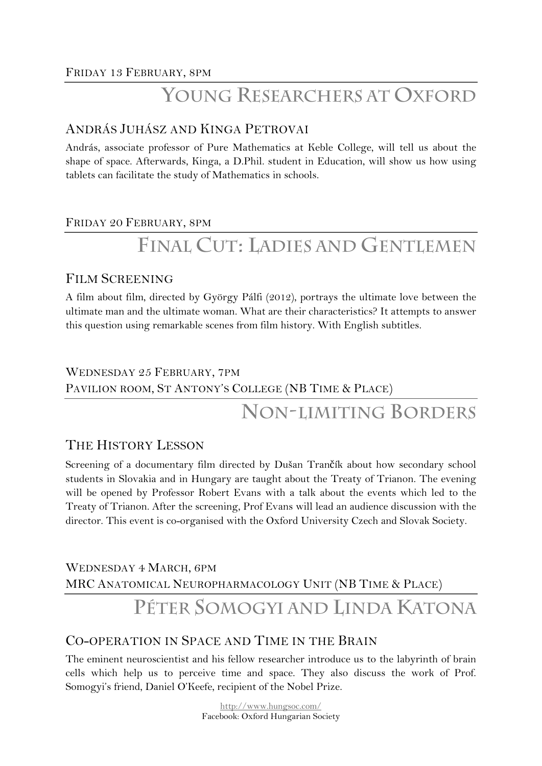Friday 13 February, 8pm

## Young Researchers at Oxford

### András Juhász and Kinga Petrovai

András, associate professor of Pure Mathematics at Keble College, will tell us about the shape of space. Afterwards, Kinga, a D.Phil. student in Education, will show us how using tablets can facilitate the study of Mathematics in schools.

Friday 20 February, 8pm

## Final Cut: Ladies and Gentlemen

### Film Screening

A film about film, directed by György Pálfi (2012), portrays the ultimate love between the ultimate man and the ultimate woman. What are their characteristics? It attempts to answer this question using remarkable scenes from film history. With English subtitles.

Wednesday 25 February, 7pm
Pavilion room, St Antony's College (NB Time & Place)

## Non-limiting Borders

### The History Lesson

Screening of a documentary film directed by Dušan Trančík about how secondary school students in Slovakia and in Hungary are taught about the Treaty of Trianon. The evening will be opened by Professor Robert Evans with a talk about the events which led to the Treaty of Trianon. After the screening, Prof Evans will lead an audience discussion with the director. This event is co-organised with the Oxford University Czech and Slovak Society.

Wednesday 4 March, 6pm
MRC Anatomical Neuropharmacology Unit (NB Time & Place)

## Péter Somogyi and Linda Katona

### Co-operation in Space and Time in the Brain

The eminent neuroscientist and his fellow researcher introduce us to the labyrinth of brain cells which help us to perceive time and space. They also discuss the work of Prof. Somogyi's friend, Daniel O'Keefe, recipient of the Nobel Prize.

http://www.hungsoc.com/
Facebook: Oxford Hungarian Society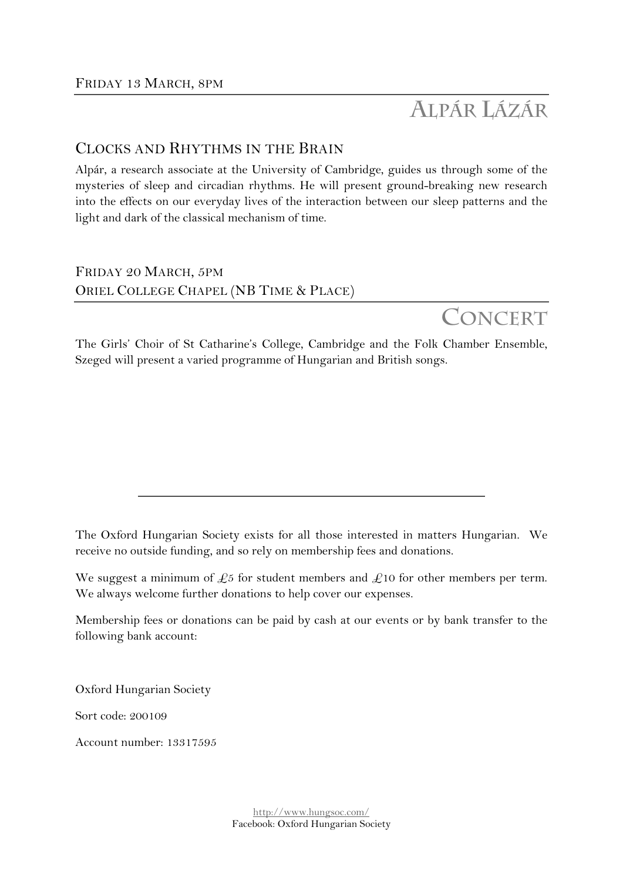Friday 13 March, 8pm

## Alpár Lázár

### Clocks and Rhythms in the Brain

Alpár, a research associate at the University of Cambridge, guides us through some of the mysteries of sleep and circadian rhythms. He will present ground-breaking new research into the effects on our everyday lives of the interaction between our sleep patterns and the light and dark of the classical mechanism of time.

Friday 20 March, 5pm
Oriel College Chapel (NB Time & Place)

## Concert

The Girls' Choir of St Catharine's College, Cambridge and the Folk Chamber Ensemble, Szeged will present a varied programme of Hungarian and British songs.

---

The Oxford Hungarian Society exists for all those interested in matters Hungarian. We receive no outside funding, and so rely on membership fees and donations.

We suggest a minimum of £5 for student members and £10 for other members per term. We always welcome further donations to help cover our expenses.

Membership fees or donations can be paid by cash at our events or by bank transfer to the following bank account:

Oxford Hungarian Society

Sort code: 200109

Account number: 13317595

http://www.hungsoc.com/
Facebook: Oxford Hungarian Society